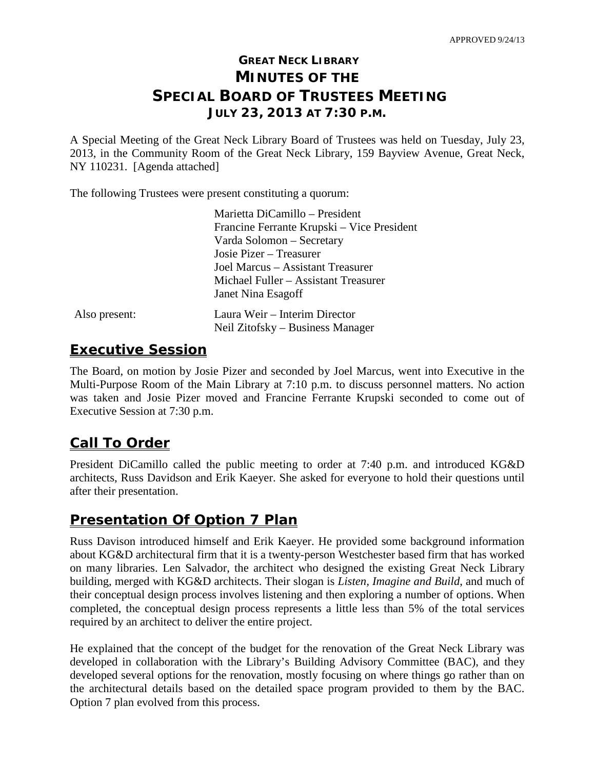APPROVED 9/24/13

# GREAT NECK LIBRARY
# MINUTES OF THE
# SPECIAL BOARD OF TRUSTEES MEETING
## JULY 23, 2013 AT 7:30 P.M.

A Special Meeting of the Great Neck Library Board of Trustees was held on Tuesday, July 23, 2013, in the Community Room of the Great Neck Library, 159 Bayview Avenue, Great Neck, NY 110231. [Agenda attached]

The following Trustees were present constituting a quorum:

Marietta DiCamillo – President
Francine Ferrante Krupski – Vice President
Varda Solomon – Secretary
Josie Pizer – Treasurer
Joel Marcus – Assistant Treasurer
Michael Fuller – Assistant Treasurer
Janet Nina Esagoff

Also present:
Laura Weir – Interim Director
Neil Zitofsky – Business Manager

## Executive Session

The Board, on motion by Josie Pizer and seconded by Joel Marcus, went into Executive in the Multi-Purpose Room of the Main Library at 7:10 p.m. to discuss personnel matters. No action was taken and Josie Pizer moved and Francine Ferrante Krupski seconded to come out of Executive Session at 7:30 p.m.

## Call To Order

President DiCamillo called the public meeting to order at 7:40 p.m. and introduced KG&D architects, Russ Davidson and Erik Kaeyer. She asked for everyone to hold their questions until after their presentation.

## Presentation Of Option 7 Plan

Russ Davison introduced himself and Erik Kaeyer. He provided some background information about KG&D architectural firm that it is a twenty-person Westchester based firm that has worked on many libraries. Len Salvador, the architect who designed the existing Great Neck Library building, merged with KG&D architects. Their slogan is *Listen, Imagine and Build*, and much of their conceptual design process involves listening and then exploring a number of options. When completed, the conceptual design process represents a little less than 5% of the total services required by an architect to deliver the entire project.

He explained that the concept of the budget for the renovation of the Great Neck Library was developed in collaboration with the Library's Building Advisory Committee (BAC), and they developed several options for the renovation, mostly focusing on where things go rather than on the architectural details based on the detailed space program provided to them by the BAC. Option 7 plan evolved from this process.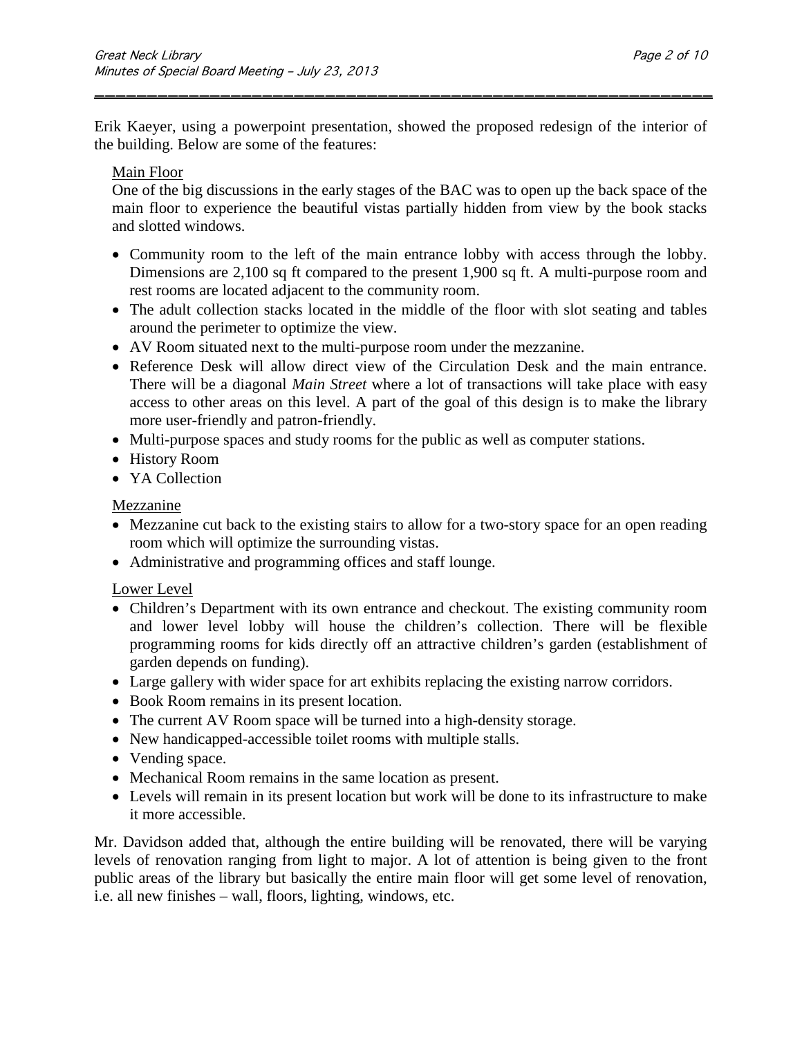Erik Kaeyer, using a powerpoint presentation, showed the proposed redesign of the interior of the building. Below are some of the features:

Main Floor

One of the big discussions in the early stages of the BAC was to open up the back space of the main floor to experience the beautiful vistas partially hidden from view by the book stacks and slotted windows.

- Community room to the left of the main entrance lobby with access through the lobby. Dimensions are 2,100 sq ft compared to the present 1,900 sq ft. A multi-purpose room and rest rooms are located adjacent to the community room.
- The adult collection stacks located in the middle of the floor with slot seating and tables around the perimeter to optimize the view.
- AV Room situated next to the multi-purpose room under the mezzanine.
- Reference Desk will allow direct view of the Circulation Desk and the main entrance. There will be a diagonal *Main Street* where a lot of transactions will take place with easy access to other areas on this level. A part of the goal of this design is to make the library more user-friendly and patron-friendly.
- Multi-purpose spaces and study rooms for the public as well as computer stations.
- History Room
- YA Collection

Mezzanine

- Mezzanine cut back to the existing stairs to allow for a two-story space for an open reading room which will optimize the surrounding vistas.
- Administrative and programming offices and staff lounge.

Lower Level

- Children's Department with its own entrance and checkout. The existing community room and lower level lobby will house the children's collection. There will be flexible programming rooms for kids directly off an attractive children's garden (establishment of garden depends on funding).
- Large gallery with wider space for art exhibits replacing the existing narrow corridors.
- Book Room remains in its present location.
- The current AV Room space will be turned into a high-density storage.
- New handicapped-accessible toilet rooms with multiple stalls.
- Vending space.
- Mechanical Room remains in the same location as present.
- Levels will remain in its present location but work will be done to its infrastructure to make it more accessible.

Mr. Davidson added that, although the entire building will be renovated, there will be varying levels of renovation ranging from light to major. A lot of attention is being given to the front public areas of the library but basically the entire main floor will get some level of renovation, i.e. all new finishes – wall, floors, lighting, windows, etc.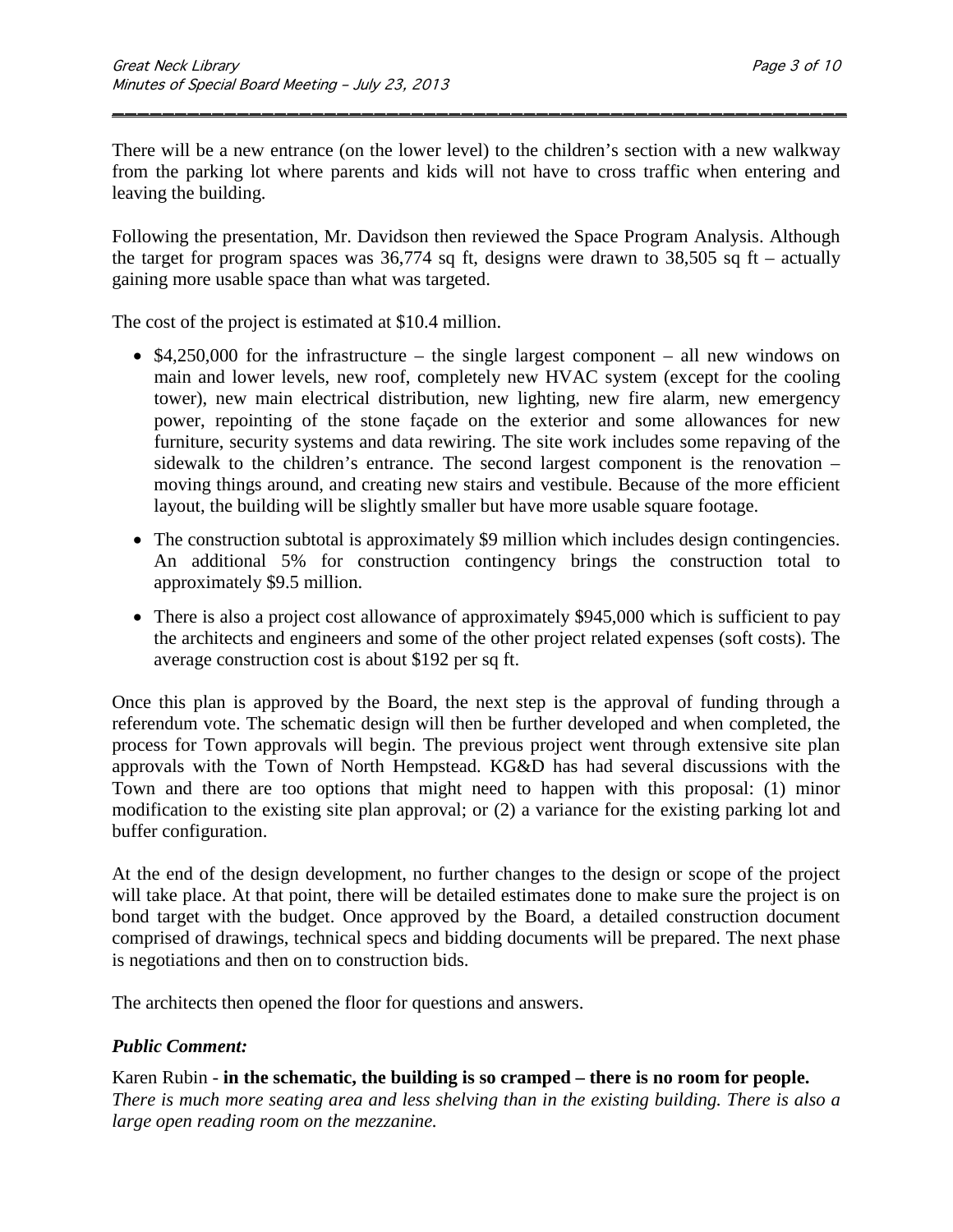There will be a new entrance (on the lower level) to the children's section with a new walkway from the parking lot where parents and kids will not have to cross traffic when entering and leaving the building.

Following the presentation, Mr. Davidson then reviewed the Space Program Analysis. Although the target for program spaces was 36,774 sq ft, designs were drawn to 38,505 sq ft – actually gaining more usable space than what was targeted.

The cost of the project is estimated at $10.4 million.

- $4,250,000 for the infrastructure – the single largest component – all new windows on main and lower levels, new roof, completely new HVAC system (except for the cooling tower), new main electrical distribution, new lighting, new fire alarm, new emergency power, repointing of the stone façade on the exterior and some allowances for new furniture, security systems and data rewiring. The site work includes some repaving of the sidewalk to the children's entrance. The second largest component is the renovation – moving things around, and creating new stairs and vestibule. Because of the more efficient layout, the building will be slightly smaller but have more usable square footage.
- The construction subtotal is approximately $9 million which includes design contingencies. An additional 5% for construction contingency brings the construction total to approximately $9.5 million.
- There is also a project cost allowance of approximately $945,000 which is sufficient to pay the architects and engineers and some of the other project related expenses (soft costs). The average construction cost is about $192 per sq ft.

Once this plan is approved by the Board, the next step is the approval of funding through a referendum vote. The schematic design will then be further developed and when completed, the process for Town approvals will begin. The previous project went through extensive site plan approvals with the Town of North Hempstead. KG&D has had several discussions with the Town and there are too options that might need to happen with this proposal: (1) minor modification to the existing site plan approval; or (2) a variance for the existing parking lot and buffer configuration.

At the end of the design development, no further changes to the design or scope of the project will take place. At that point, there will be detailed estimates done to make sure the project is on bond target with the budget. Once approved by the Board, a detailed construction document comprised of drawings, technical specs and bidding documents will be prepared. The next phase is negotiations and then on to construction bids.

The architects then opened the floor for questions and answers.

***Public Comment:***

Karen Rubin - **in the schematic, the building is so cramped – there is no room for people.**
*There is much more seating area and less shelving than in the existing building. There is also a large open reading room on the mezzanine.*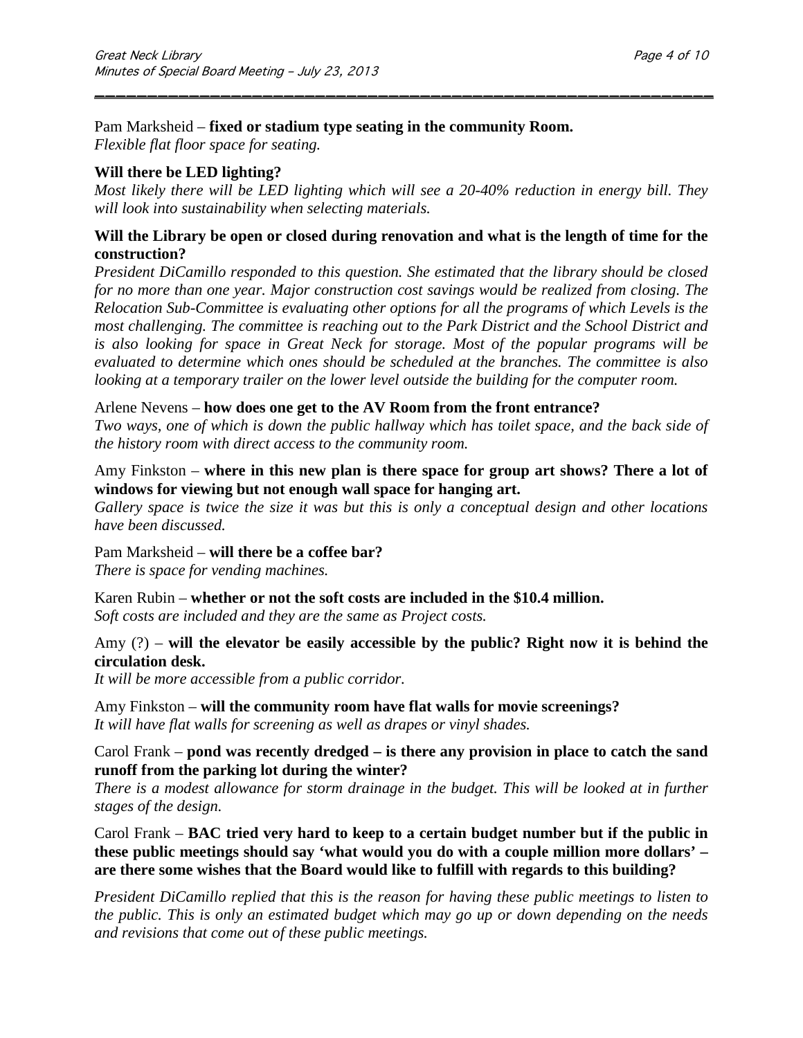Pam Marksheid – **fixed or stadium type seating in the community Room.**
*Flexible flat floor space for seating.*

**Will there be LED lighting?**
*Most likely there will be LED lighting which will see a 20-40% reduction in energy bill. They will look into sustainability when selecting materials.*

**Will the Library be open or closed during renovation and what is the length of time for the construction?**
*President DiCamillo responded to this question. She estimated that the library should be closed for no more than one year. Major construction cost savings would be realized from closing. The Relocation Sub-Committee is evaluating other options for all the programs of which Levels is the most challenging. The committee is reaching out to the Park District and the School District and is also looking for space in Great Neck for storage. Most of the popular programs will be evaluated to determine which ones should be scheduled at the branches. The committee is also looking at a temporary trailer on the lower level outside the building for the computer room.*

Arlene Nevens – **how does one get to the AV Room from the front entrance?**
*Two ways, one of which is down the public hallway which has toilet space, and the back side of the history room with direct access to the community room.*

Amy Finkston – **where in this new plan is there space for group art shows? There a lot of windows for viewing but not enough wall space for hanging art.**
*Gallery space is twice the size it was but this is only a conceptual design and other locations have been discussed.*

Pam Marksheid – **will there be a coffee bar?**
*There is space for vending machines.*

Karen Rubin – **whether or not the soft costs are included in the $10.4 million.**
*Soft costs are included and they are the same as Project costs.*

Amy (?) – **will the elevator be easily accessible by the public? Right now it is behind the circulation desk.**
*It will be more accessible from a public corridor.*

Amy Finkston – **will the community room have flat walls for movie screenings?**
*It will have flat walls for screening as well as drapes or vinyl shades.*

Carol Frank – **pond was recently dredged – is there any provision in place to catch the sand runoff from the parking lot during the winter?**
*There is a modest allowance for storm drainage in the budget. This will be looked at in further stages of the design.*

Carol Frank – **BAC tried very hard to keep to a certain budget number but if the public in these public meetings should say 'what would you do with a couple million more dollars' – are there some wishes that the Board would like to fulfill with regards to this building?**

*President DiCamillo replied that this is the reason for having these public meetings to listen to the public. This is only an estimated budget which may go up or down depending on the needs and revisions that come out of these public meetings.*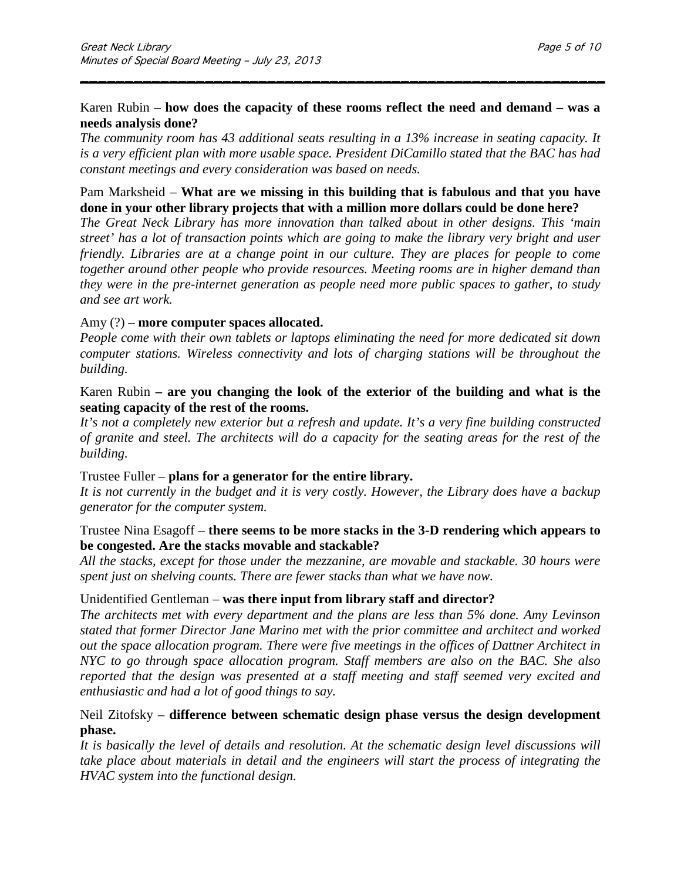Karen Rubin – **how does the capacity of these rooms reflect the need and demand – was a needs analysis done?**
*The community room has 43 additional seats resulting in a 13% increase in seating capacity. It is a very efficient plan with more usable space. President DiCamillo stated that the BAC has had constant meetings and every consideration was based on needs.*

Pam Marksheid – **What are we missing in this building that is fabulous and that you have done in your other library projects that with a million more dollars could be done here?**
*The Great Neck Library has more innovation than talked about in other designs. This 'main street' has a lot of transaction points which are going to make the library very bright and user friendly. Libraries are at a change point in our culture. They are places for people to come together around other people who provide resources. Meeting rooms are in higher demand than they were in the pre-internet generation as people need more public spaces to gather, to study and see art work.*

Amy (?) – **more computer spaces allocated.**
*People come with their own tablets or laptops eliminating the need for more dedicated sit down computer stations. Wireless connectivity and lots of charging stations will be throughout the building.*

Karen Rubin **– are you changing the look of the exterior of the building and what is the seating capacity of the rest of the rooms.**
*It's not a completely new exterior but a refresh and update. It's a very fine building constructed of granite and steel. The architects will do a capacity for the seating areas for the rest of the building.*

Trustee Fuller – **plans for a generator for the entire library.**
*It is not currently in the budget and it is very costly. However, the Library does have a backup generator for the computer system.*

Trustee Nina Esagoff – **there seems to be more stacks in the 3-D rendering which appears to be congested. Are the stacks movable and stackable?**
*All the stacks, except for those under the mezzanine, are movable and stackable. 30 hours were spent just on shelving counts. There are fewer stacks than what we have now.*

Unidentified Gentleman – **was there input from library staff and director?**
*The architects met with every department and the plans are less than 5% done. Amy Levinson stated that former Director Jane Marino met with the prior committee and architect and worked out the space allocation program. There were five meetings in the offices of Dattner Architect in NYC to go through space allocation program. Staff members are also on the BAC. She also reported that the design was presented at a staff meeting and staff seemed very excited and enthusiastic and had a lot of good things to say.*

Neil Zitofsky – **difference between schematic design phase versus the design development phase.**
*It is basically the level of details and resolution. At the schematic design level discussions will take place about materials in detail and the engineers will start the process of integrating the HVAC system into the functional design.*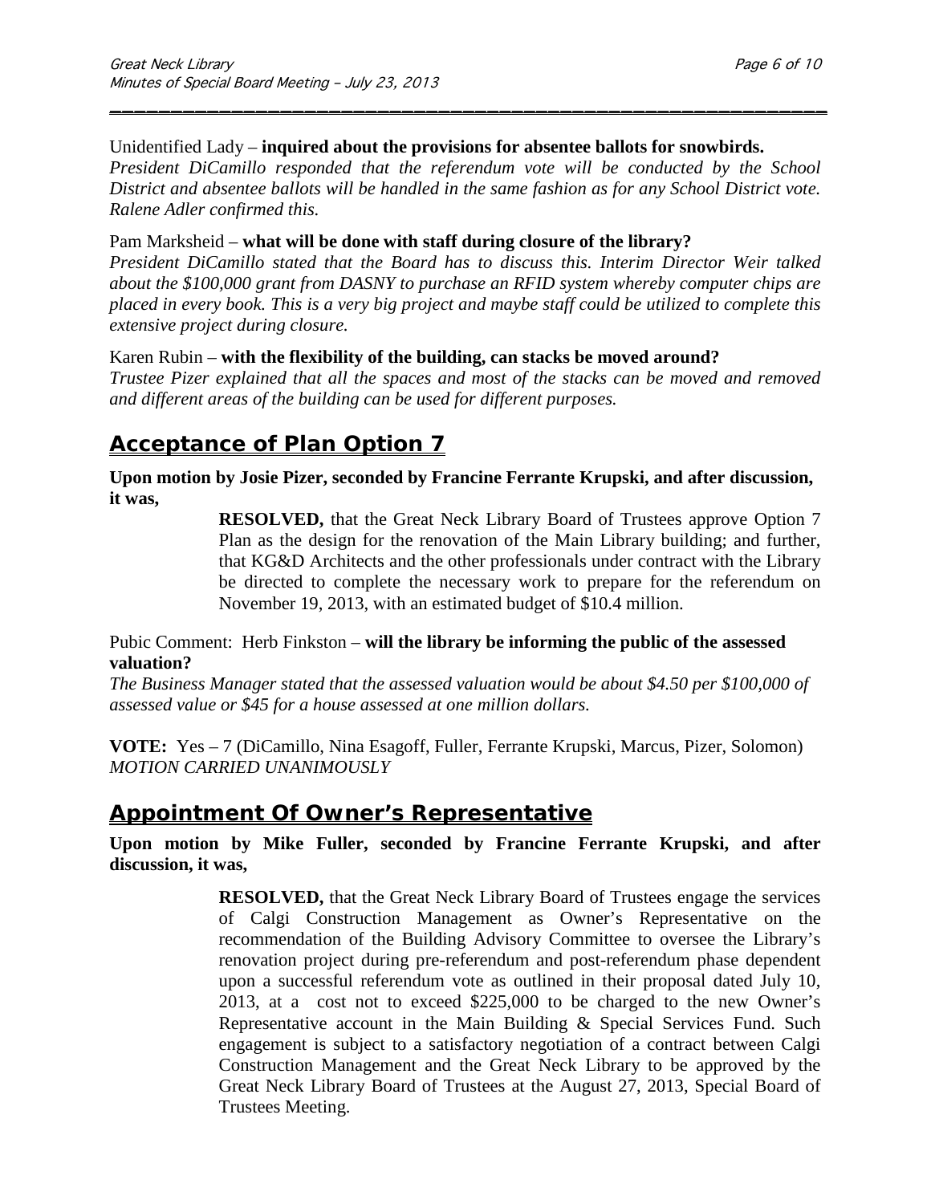Unidentified Lady – **inquired about the provisions for absentee ballots for snowbirds.**
*President DiCamillo responded that the referendum vote will be conducted by the School District and absentee ballots will be handled in the same fashion as for any School District vote. Ralene Adler confirmed this.*

Pam Marksheid – **what will be done with staff during closure of the library?**
*President DiCamillo stated that the Board has to discuss this. Interim Director Weir talked about the $100,000 grant from DASNY to purchase an RFID system whereby computer chips are placed in every book. This is a very big project and maybe staff could be utilized to complete this extensive project during closure.*

Karen Rubin – **with the flexibility of the building, can stacks be moved around?**
*Trustee Pizer explained that all the spaces and most of the stacks can be moved and removed and different areas of the building can be used for different purposes.*

## Acceptance of Plan Option 7

**Upon motion by Josie Pizer, seconded by Francine Ferrante Krupski, and after discussion, it was,**

> **RESOLVED,** that the Great Neck Library Board of Trustees approve Option 7 Plan as the design for the renovation of the Main Library building; and further, that KG&D Architects and the other professionals under contract with the Library be directed to complete the necessary work to prepare for the referendum on November 19, 2013, with an estimated budget of $10.4 million.

Pubic Comment: Herb Finkston – **will the library be informing the public of the assessed valuation?**
*The Business Manager stated that the assessed valuation would be about $4.50 per $100,000 of assessed value or $45 for a house assessed at one million dollars.*

**VOTE:** Yes – 7 (DiCamillo, Nina Esagoff, Fuller, Ferrante Krupski, Marcus, Pizer, Solomon)
*MOTION CARRIED UNANIMOUSLY*

## Appointment Of Owner's Representative

**Upon motion by Mike Fuller, seconded by Francine Ferrante Krupski, and after discussion, it was,**

> **RESOLVED,** that the Great Neck Library Board of Trustees engage the services of Calgi Construction Management as Owner's Representative on the recommendation of the Building Advisory Committee to oversee the Library's renovation project during pre-referendum and post-referendum phase dependent upon a successful referendum vote as outlined in their proposal dated July 10, 2013, at a cost not to exceed $225,000 to be charged to the new Owner's Representative account in the Main Building & Special Services Fund. Such engagement is subject to a satisfactory negotiation of a contract between Calgi Construction Management and the Great Neck Library to be approved by the Great Neck Library Board of Trustees at the August 27, 2013, Special Board of Trustees Meeting.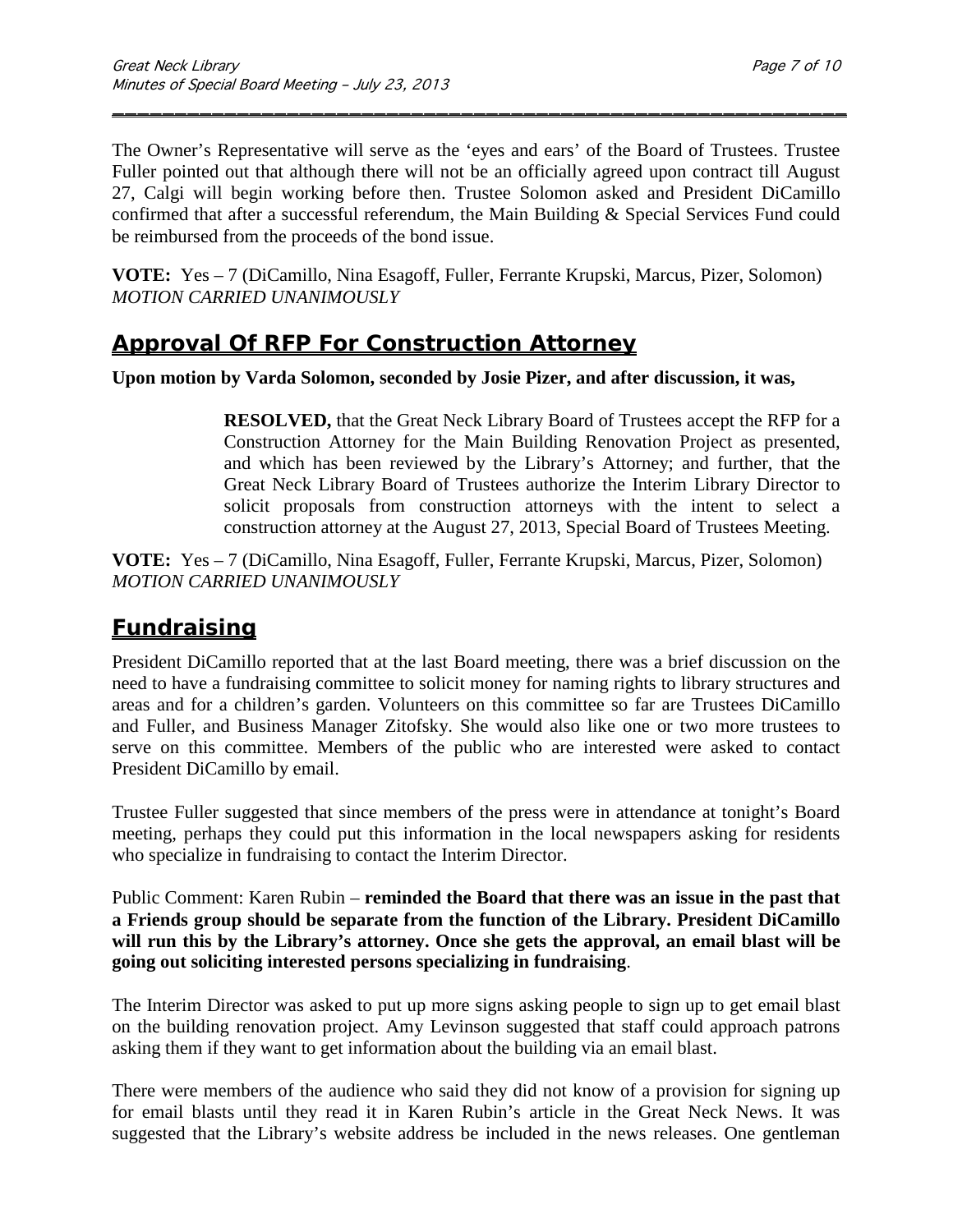The Owner's Representative will serve as the 'eyes and ears' of the Board of Trustees. Trustee Fuller pointed out that although there will not be an officially agreed upon contract till August 27, Calgi will begin working before then. Trustee Solomon asked and President DiCamillo confirmed that after a successful referendum, the Main Building & Special Services Fund could be reimbursed from the proceeds of the bond issue.

**VOTE:** Yes – 7 (DiCamillo, Nina Esagoff, Fuller, Ferrante Krupski, Marcus, Pizer, Solomon)
*MOTION CARRIED UNANIMOUSLY*

## Approval Of RFP For Construction Attorney

**Upon motion by Varda Solomon, seconded by Josie Pizer, and after discussion, it was,**

> **RESOLVED,** that the Great Neck Library Board of Trustees accept the RFP for a Construction Attorney for the Main Building Renovation Project as presented, and which has been reviewed by the Library's Attorney; and further, that the Great Neck Library Board of Trustees authorize the Interim Library Director to solicit proposals from construction attorneys with the intent to select a construction attorney at the August 27, 2013, Special Board of Trustees Meeting.

**VOTE:** Yes – 7 (DiCamillo, Nina Esagoff, Fuller, Ferrante Krupski, Marcus, Pizer, Solomon)
*MOTION CARRIED UNANIMOUSLY*

## Fundraising

President DiCamillo reported that at the last Board meeting, there was a brief discussion on the need to have a fundraising committee to solicit money for naming rights to library structures and areas and for a children's garden. Volunteers on this committee so far are Trustees DiCamillo and Fuller, and Business Manager Zitofsky. She would also like one or two more trustees to serve on this committee. Members of the public who are interested were asked to contact President DiCamillo by email.

Trustee Fuller suggested that since members of the press were in attendance at tonight's Board meeting, perhaps they could put this information in the local newspapers asking for residents who specialize in fundraising to contact the Interim Director.

Public Comment: Karen Rubin – **reminded the Board that there was an issue in the past that a Friends group should be separate from the function of the Library. President DiCamillo will run this by the Library's attorney. Once she gets the approval, an email blast will be going out soliciting interested persons specializing in fundraising**.

The Interim Director was asked to put up more signs asking people to sign up to get email blast on the building renovation project. Amy Levinson suggested that staff could approach patrons asking them if they want to get information about the building via an email blast.

There were members of the audience who said they did not know of a provision for signing up for email blasts until they read it in Karen Rubin's article in the Great Neck News. It was suggested that the Library's website address be included in the news releases. One gentleman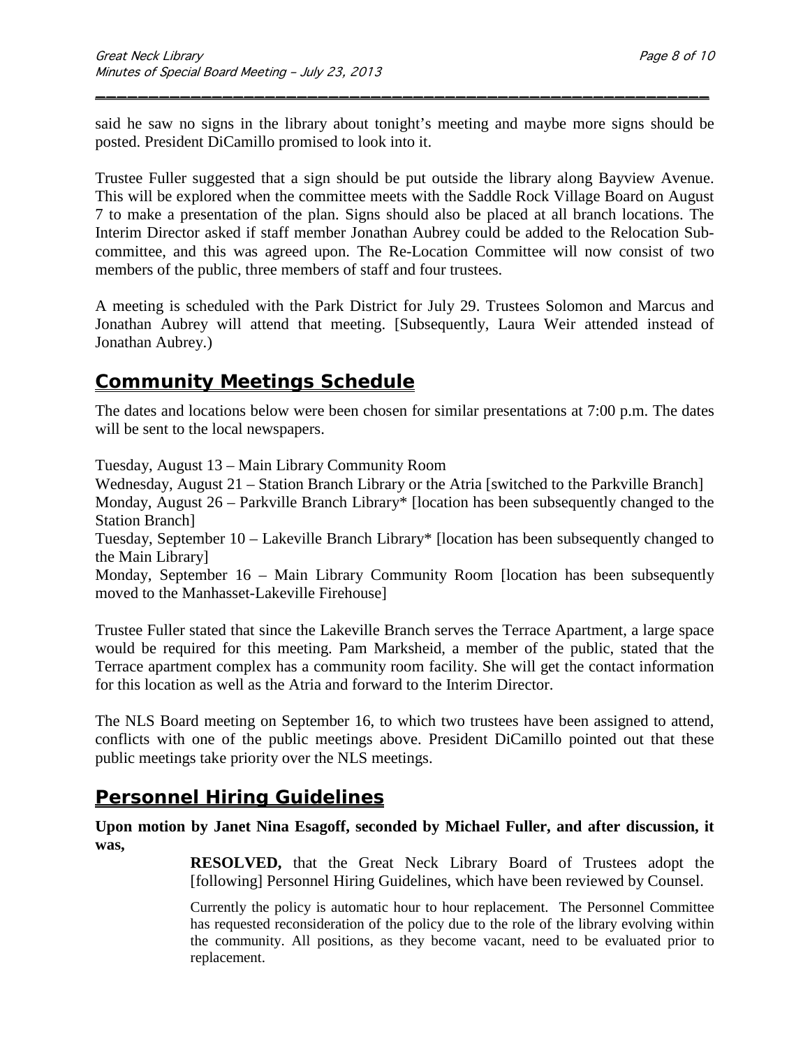said he saw no signs in the library about tonight's meeting and maybe more signs should be posted. President DiCamillo promised to look into it.

Trustee Fuller suggested that a sign should be put outside the library along Bayview Avenue. This will be explored when the committee meets with the Saddle Rock Village Board on August 7 to make a presentation of the plan. Signs should also be placed at all branch locations. The Interim Director asked if staff member Jonathan Aubrey could be added to the Relocation Sub-committee, and this was agreed upon. The Re-Location Committee will now consist of two members of the public, three members of staff and four trustees.

A meeting is scheduled with the Park District for July 29. Trustees Solomon and Marcus and Jonathan Aubrey will attend that meeting. [Subsequently, Laura Weir attended instead of Jonathan Aubrey.)

## Community Meetings Schedule

The dates and locations below were been chosen for similar presentations at 7:00 p.m. The dates will be sent to the local newspapers.

Tuesday, August 13 – Main Library Community Room
Wednesday, August 21 – Station Branch Library or the Atria [switched to the Parkville Branch]
Monday, August 26 – Parkville Branch Library* [location has been subsequently changed to the Station Branch]
Tuesday, September 10 – Lakeville Branch Library* [location has been subsequently changed to the Main Library]
Monday, September 16 – Main Library Community Room [location has been subsequently moved to the Manhasset-Lakeville Firehouse]

Trustee Fuller stated that since the Lakeville Branch serves the Terrace Apartment, a large space would be required for this meeting. Pam Marksheid, a member of the public, stated that the Terrace apartment complex has a community room facility. She will get the contact information for this location as well as the Atria and forward to the Interim Director.

The NLS Board meeting on September 16, to which two trustees have been assigned to attend, conflicts with one of the public meetings above. President DiCamillo pointed out that these public meetings take priority over the NLS meetings.

## Personnel Hiring Guidelines

**Upon motion by Janet Nina Esagoff, seconded by Michael Fuller, and after discussion, it was,**

> **RESOLVED,** that the Great Neck Library Board of Trustees adopt the [following] Personnel Hiring Guidelines, which have been reviewed by Counsel.
>
> Currently the policy is automatic hour to hour replacement. The Personnel Committee has requested reconsideration of the policy due to the role of the library evolving within the community. All positions, as they become vacant, need to be evaluated prior to replacement.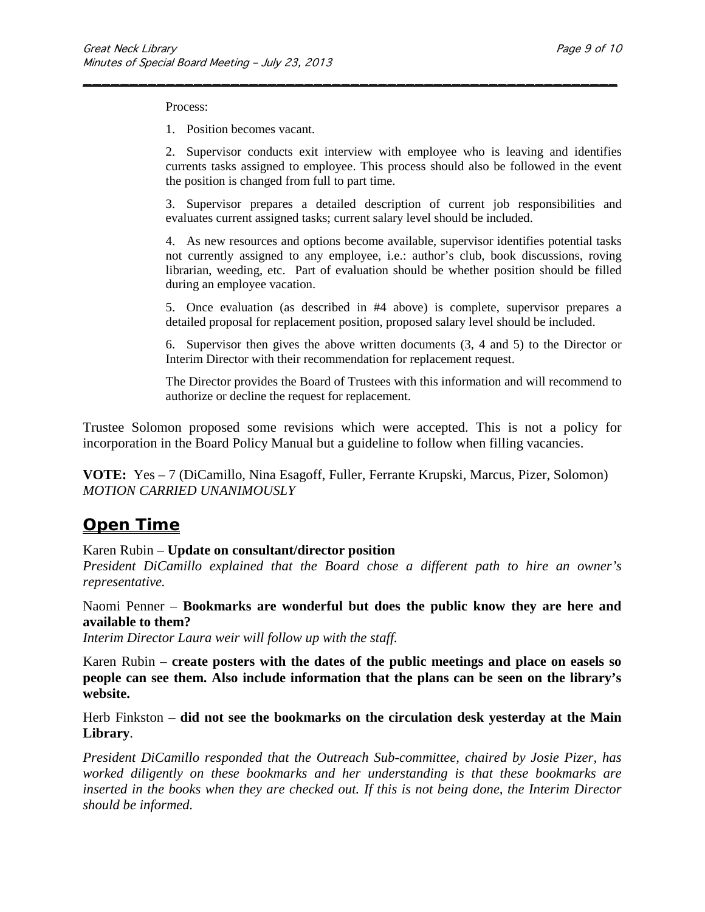Process:

1. Position becomes vacant.

2. Supervisor conducts exit interview with employee who is leaving and identifies currents tasks assigned to employee. This process should also be followed in the event the position is changed from full to part time.

3. Supervisor prepares a detailed description of current job responsibilities and evaluates current assigned tasks; current salary level should be included.

4. As new resources and options become available, supervisor identifies potential tasks not currently assigned to any employee, i.e.: author's club, book discussions, roving librarian, weeding, etc. Part of evaluation should be whether position should be filled during an employee vacation.

5. Once evaluation (as described in #4 above) is complete, supervisor prepares a detailed proposal for replacement position, proposed salary level should be included.

6. Supervisor then gives the above written documents (3, 4 and 5) to the Director or Interim Director with their recommendation for replacement request.

The Director provides the Board of Trustees with this information and will recommend to authorize or decline the request for replacement.

Trustee Solomon proposed some revisions which were accepted. This is not a policy for incorporation in the Board Policy Manual but a guideline to follow when filling vacancies.

**VOTE:** Yes – 7 (DiCamillo, Nina Esagoff, Fuller, Ferrante Krupski, Marcus, Pizer, Solomon)
*MOTION CARRIED UNANIMOUSLY*

## Open Time

Karen Rubin – **Update on consultant/director position**
*President DiCamillo explained that the Board chose a different path to hire an owner's representative.*

Naomi Penner – **Bookmarks are wonderful but does the public know they are here and available to them?**
*Interim Director Laura weir will follow up with the staff.*

Karen Rubin – **create posters with the dates of the public meetings and place on easels so people can see them. Also include information that the plans can be seen on the library's website.**

Herb Finkston – **did not see the bookmarks on the circulation desk yesterday at the Main Library**.

*President DiCamillo responded that the Outreach Sub-committee, chaired by Josie Pizer, has worked diligently on these bookmarks and her understanding is that these bookmarks are inserted in the books when they are checked out. If this is not being done, the Interim Director should be informed.*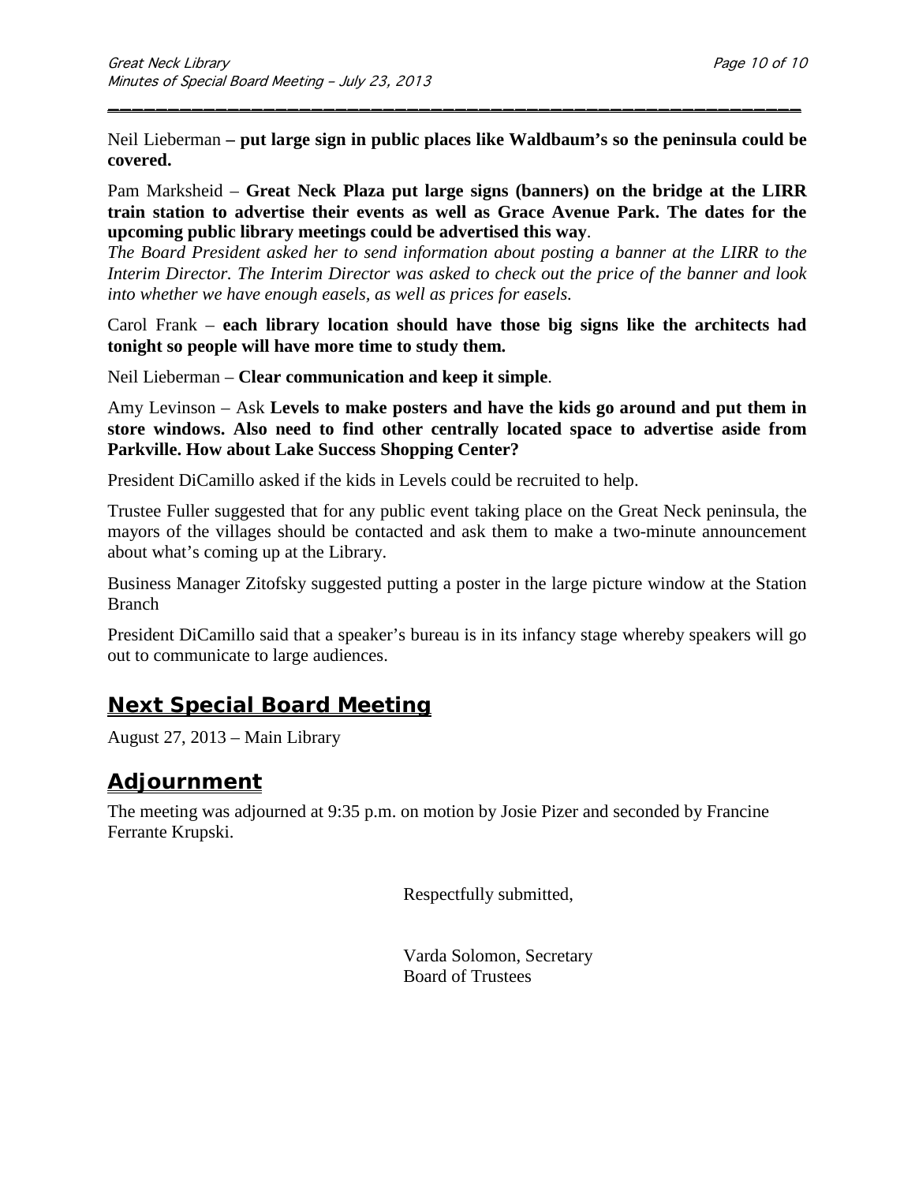Neil Lieberman **– put large sign in public places like Waldbaum's so the peninsula could be covered.**

Pam Marksheid – **Great Neck Plaza put large signs (banners) on the bridge at the LIRR train station to advertise their events as well as Grace Avenue Park. The dates for the upcoming public library meetings could be advertised this way**.

*The Board President asked her to send information about posting a banner at the LIRR to the Interim Director. The Interim Director was asked to check out the price of the banner and look into whether we have enough easels, as well as prices for easels.*

Carol Frank – **each library location should have those big signs like the architects had tonight so people will have more time to study them.**

Neil Lieberman – **Clear communication and keep it simple**.

Amy Levinson – Ask **Levels to make posters and have the kids go around and put them in store windows. Also need to find other centrally located space to advertise aside from Parkville. How about Lake Success Shopping Center?**

President DiCamillo asked if the kids in Levels could be recruited to help.

Trustee Fuller suggested that for any public event taking place on the Great Neck peninsula, the mayors of the villages should be contacted and ask them to make a two-minute announcement about what's coming up at the Library.

Business Manager Zitofsky suggested putting a poster in the large picture window at the Station Branch

President DiCamillo said that a speaker's bureau is in its infancy stage whereby speakers will go out to communicate to large audiences.

## Next Special Board Meeting

August 27, 2013 – Main Library

## Adjournment

The meeting was adjourned at 9:35 p.m. on motion by Josie Pizer and seconded by Francine Ferrante Krupski.

Respectfully submitted,

Varda Solomon, Secretary
Board of Trustees